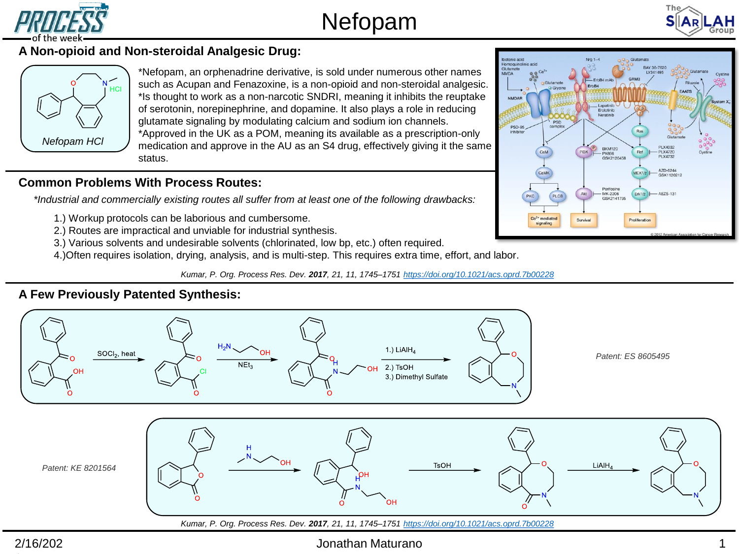# Nefopam

## A Non-opioid and Non-steroidal Analgesic Drug:

Nefopam HCl

*Nefopam, an orphenadrine derivative, is sold under numerous other names such as Acupan and Fenazoxine, is a non-opioid and non-steroidal analgesic.
*Is thought to work as a non-narcotic SNDRI, meaning it inhibits the reuptake of serotonin, norepinephrine, and dopamine. It also plays a role in reducing glutamate signaling by modulating calcium and sodium ion channels.
*Approved in the UK as a POM, meaning its available as a prescription-only medication and approve in the AU as an S4 drug, effectively giving it the same status.

## Common Problems With Process Routes:

*Industrial and commercially existing routes all suffer from at least one of the following drawbacks:*

1.) Workup protocols can be laborious and cumbersome.
2.) Routes are impractical and unviable for industrial synthesis.
3.) Various solvents and undesirable solvents (chlorinated, low bp, etc.) often required.
4.)Often requires isolation, drying, analysis, and is multi-step. This requires extra time, effort, and labor.

*Kumar, P. Org. Process Res. Dev.* ***2017****, 21, 11, 1745–1751* https://doi.org/10.1021/acs.oprd.7b00228

## A Few Previously Patented Synthesis:

$SOCl_2$, heat; $H_2N$–$CH_2CH_2$–OH, $NEt_3$; 1.) $LiAlH_4$ 2.) TsOH 3.) Dimethyl Sulfate

*Patent: ES 8605495*

*Patent: KE 8201564*

MeNH–$CH_2CH_2$–OH; TsOH; $LiAlH_4$

*Kumar, P. Org. Process Res. Dev.* ***2017****, 21, 11, 1745–1751* https://doi.org/10.1021/acs.oprd.7b00228

2/16/202

Jonathan Maturano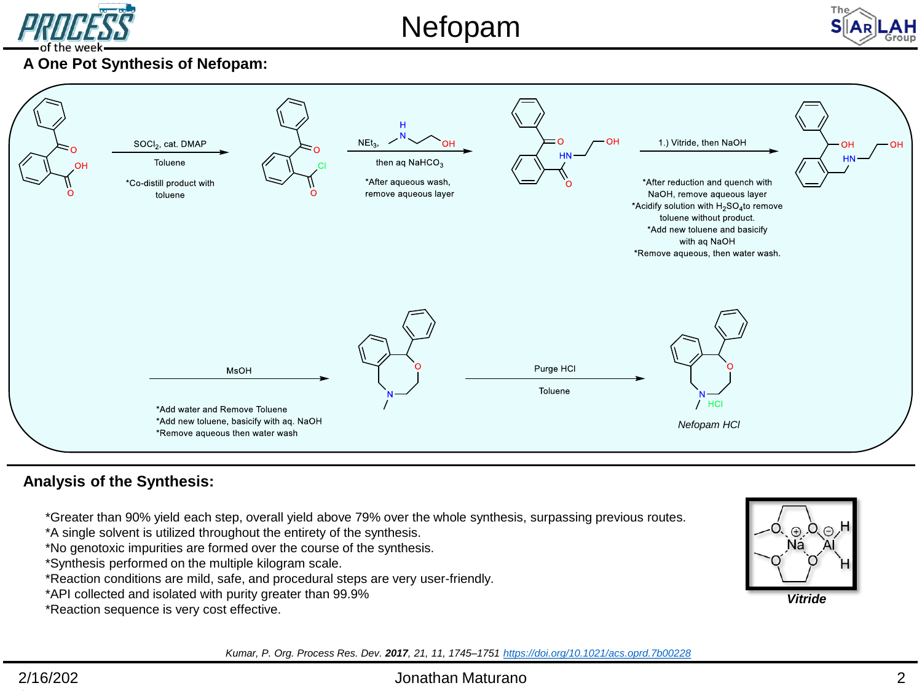# Nefopam

## A One Pot Synthesis of Nefopam:

$SOCl_2$, cat. DMAP

Toluene

*Co-distill product with toluene

$NEt_3$,

then aq $NaHCO_3$

*After aqueous wash, remove aqueous layer

1.) Vitride, then NaOH

*After reduction and quench with NaOH, remove aqueous layer
*Acidify solution with $H_2SO_4$ to remove toluene without product.
*Add new toluene and basicify with aq NaOH
*Remove aqueous, then water wash.

MsOH

*Add water and Remove Toluene
*Add new toluene, basicify with aq. NaOH
*Remove aqueous then water wash

Purge HCl

Toluene

HCl

*Nefopam HCl*

## Analysis of the Synthesis:

*Greater than 90% yield each step, overall yield above 79% over the whole synthesis, surpassing previous routes.
*A single solvent is utilized throughout the entirety of the synthesis.
*No genotoxic impurities are formed over the course of the synthesis.
*Synthesis performed on the multiple kilogram scale.
*Reaction conditions are mild, safe, and procedural steps are very user-friendly.
*API collected and isolated with purity greater than 99.9%
*Reaction sequence is very cost effective.

***Vitride***

*Kumar, P. Org. Process Res. Dev.* ***2017****, 21, 11, 1745–1751* https://doi.org/10.1021/acs.oprd.7b00228

Jonathan Maturano